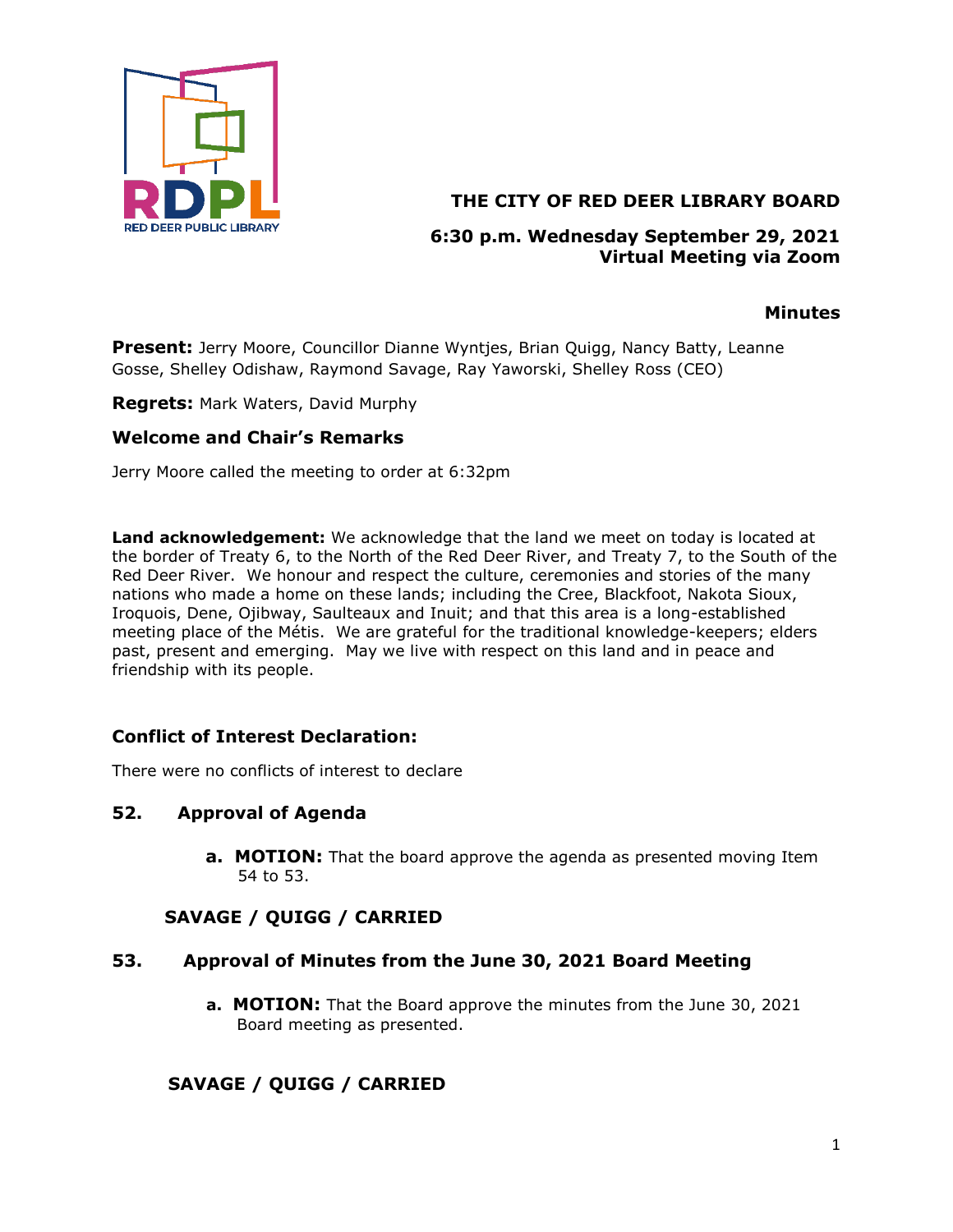RDPL
RED DEER PUBLIC LIBRARY

# THE CITY OF RED DEER LIBRARY BOARD

**6:30 p.m. Wednesday September 29, 2021**
**Virtual Meeting via Zoom**

**Minutes**

**Present:** Jerry Moore, Councillor Dianne Wyntjes, Brian Quigg, Nancy Batty, Leanne Gosse, Shelley Odishaw, Raymond Savage, Ray Yaworski, Shelley Ross (CEO)

**Regrets:** Mark Waters, David Murphy

## Welcome and Chair's Remarks

Jerry Moore called the meeting to order at 6:32pm

**Land acknowledgement:** We acknowledge that the land we meet on today is located at the border of Treaty 6, to the North of the Red Deer River, and Treaty 7, to the South of the Red Deer River. We honour and respect the culture, ceremonies and stories of the many nations who made a home on these lands; including the Cree, Blackfoot, Nakota Sioux, Iroquois, Dene, Ojibway, Saulteaux and Inuit; and that this area is a long-established meeting place of the Métis. We are grateful for the traditional knowledge-keepers; elders past, present and emerging. May we live with respect on this land and in peace and friendship with its people.

## Conflict of Interest Declaration:

There were no conflicts of interest to declare

## 52. Approval of Agenda

**a. MOTION:** That the board approve the agenda as presented moving Item 54 to 53.

**SAVAGE / QUIGG / CARRIED**

## 53. Approval of Minutes from the June 30, 2021 Board Meeting

**a. MOTION:** That the Board approve the minutes from the June 30, 2021 Board meeting as presented.

**SAVAGE / QUIGG / CARRIED**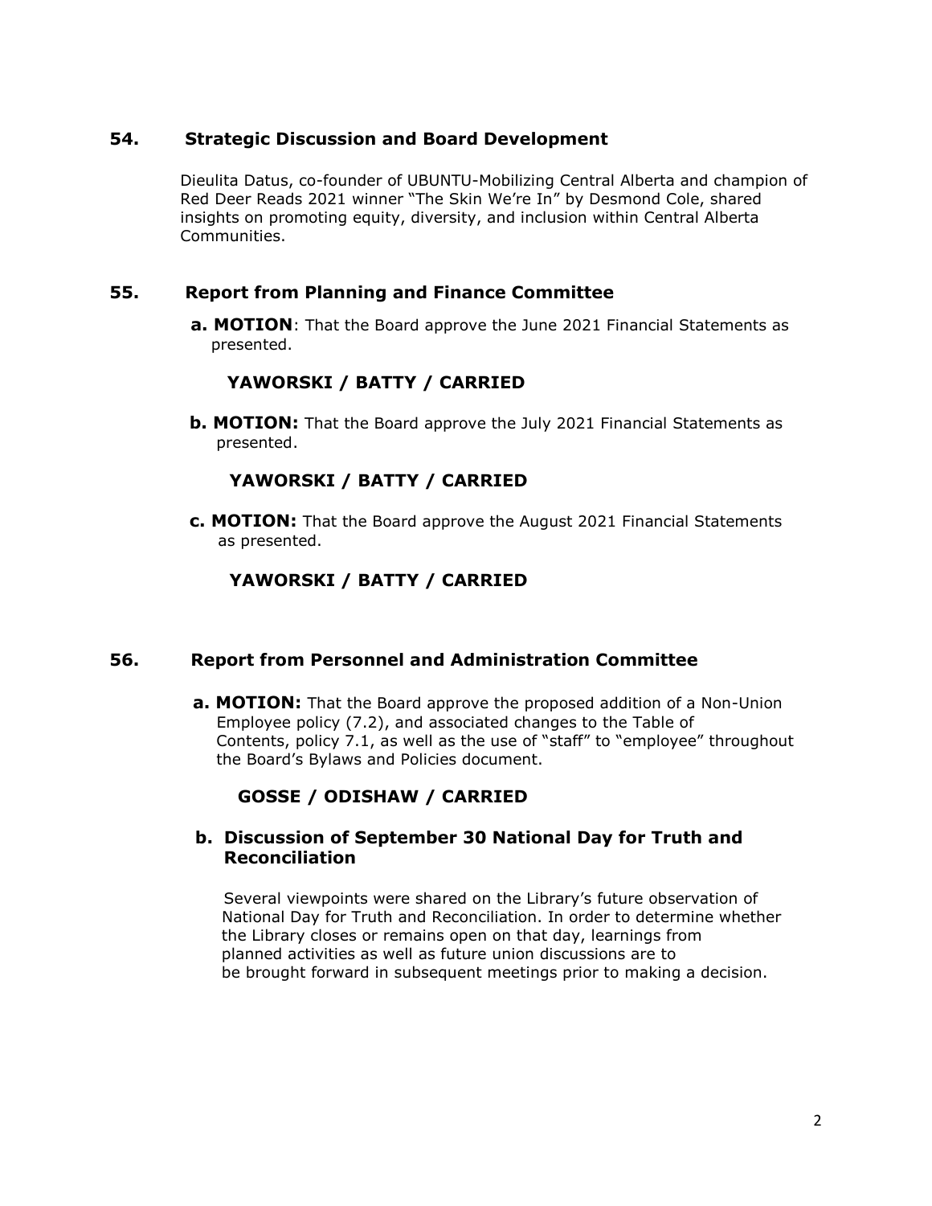## 54. Strategic Discussion and Board Development

Dieulita Datus, co-founder of UBUNTU-Mobilizing Central Alberta and champion of Red Deer Reads 2021 winner "The Skin We're In" by Desmond Cole, shared insights on promoting equity, diversity, and inclusion within Central Alberta Communities.

## 55. Report from Planning and Finance Committee

**a. MOTION**: That the Board approve the June 2021 Financial Statements as presented.

**YAWORSKI / BATTY / CARRIED**

**b. MOTION:** That the Board approve the July 2021 Financial Statements as presented.

**YAWORSKI / BATTY / CARRIED**

**c. MOTION:** That the Board approve the August 2021 Financial Statements as presented.

**YAWORSKI / BATTY / CARRIED**

## 56. Report from Personnel and Administration Committee

**a. MOTION:** That the Board approve the proposed addition of a Non-Union Employee policy (7.2), and associated changes to the Table of Contents, policy 7.1, as well as the use of "staff" to "employee" throughout the Board's Bylaws and Policies document.

**GOSSE / ODISHAW / CARRIED**

### b. Discussion of September 30 National Day for Truth and Reconciliation

Several viewpoints were shared on the Library's future observation of National Day for Truth and Reconciliation. In order to determine whether the Library closes or remains open on that day, learnings from planned activities as well as future union discussions are to be brought forward in subsequent meetings prior to making a decision.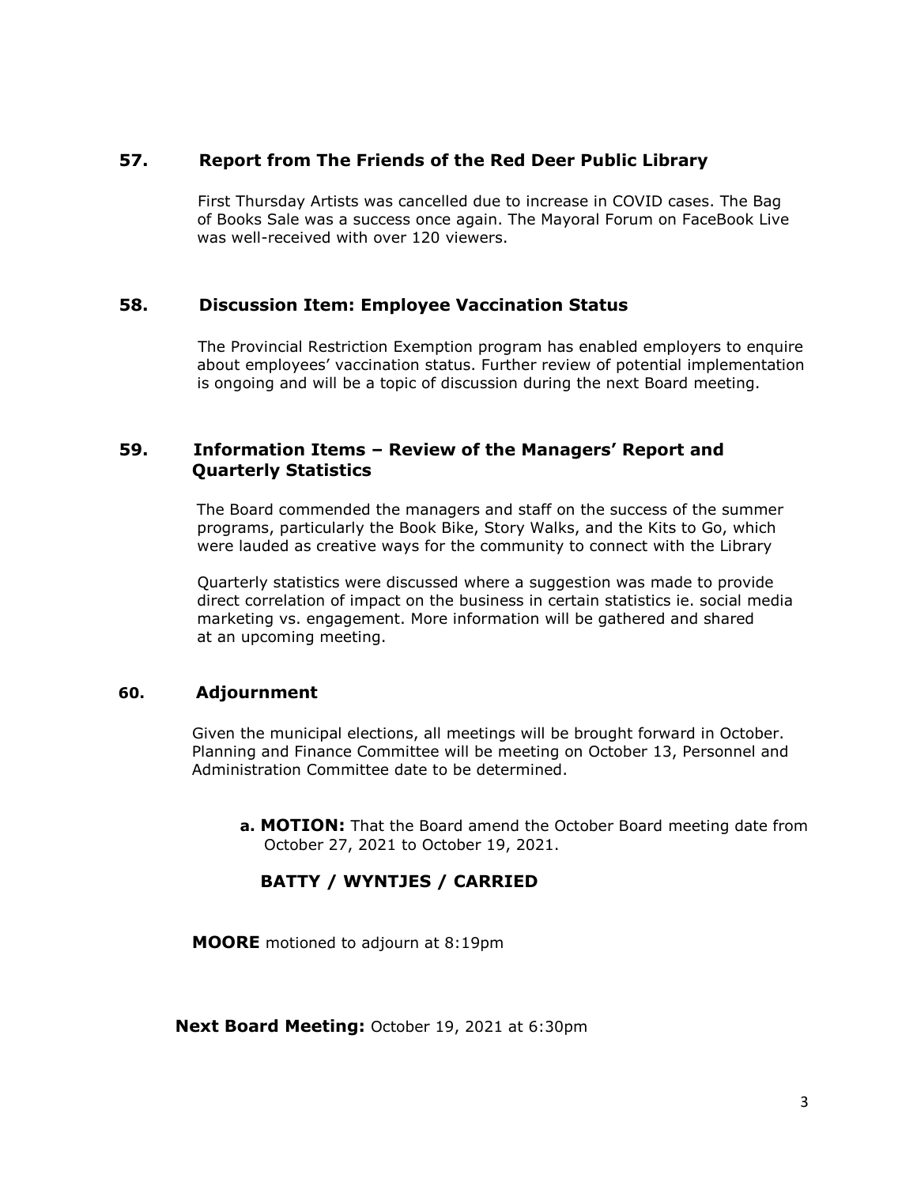## 57. Report from The Friends of the Red Deer Public Library

First Thursday Artists was cancelled due to increase in COVID cases. The Bag of Books Sale was a success once again. The Mayoral Forum on FaceBook Live was well-received with over 120 viewers.

## 58. Discussion Item: Employee Vaccination Status

The Provincial Restriction Exemption program has enabled employers to enquire about employees' vaccination status. Further review of potential implementation is ongoing and will be a topic of discussion during the next Board meeting.

## 59. Information Items – Review of the Managers' Report and Quarterly Statistics

The Board commended the managers and staff on the success of the summer programs, particularly the Book Bike, Story Walks, and the Kits to Go, which were lauded as creative ways for the community to connect with the Library

Quarterly statistics were discussed where a suggestion was made to provide direct correlation of impact on the business in certain statistics ie. social media marketing vs. engagement. More information will be gathered and shared at an upcoming meeting.

## 60. Adjournment

Given the municipal elections, all meetings will be brought forward in October. Planning and Finance Committee will be meeting on October 13, Personnel and Administration Committee date to be determined.

**a. MOTION:** That the Board amend the October Board meeting date from October 27, 2021 to October 19, 2021.

**BATTY / WYNTJES / CARRIED**

**MOORE** motioned to adjourn at 8:19pm

**Next Board Meeting:** October 19, 2021 at 6:30pm